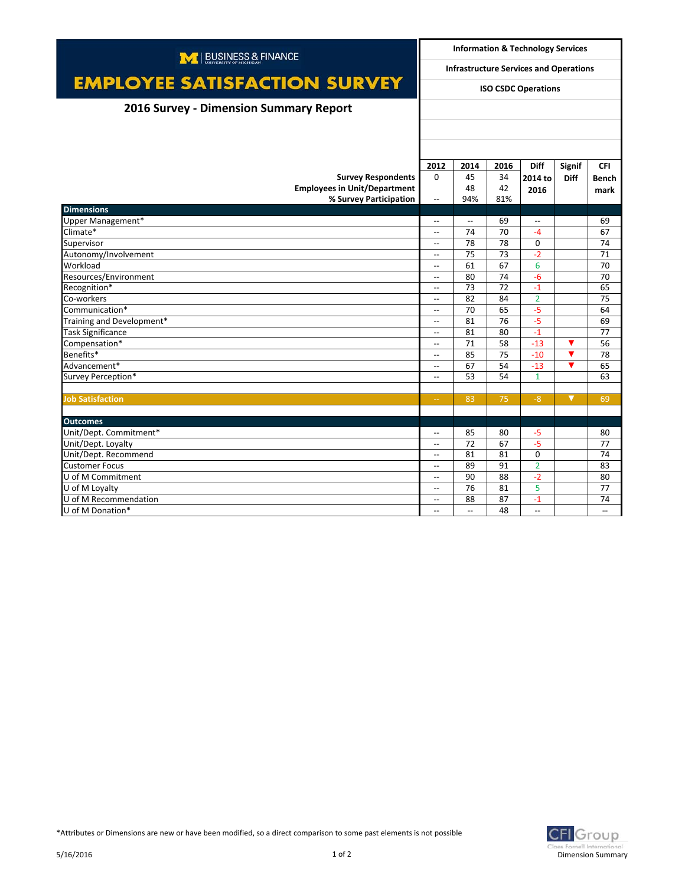BUSINESS & FINANCE
UNIVERSITY OF MICHIGAN

# EMPLOYEE SATISFACTION SURVEY

## 2016 Survey - Dimension Summary Report

**Information & Technology Services**

**Infrastructure Services and Operations**

**ISO CSDC Operations**

| | 2012 | 2014 | 2016 | Diff 2014 to 2016 | Signif Diff | CFI Bench mark |
|---|---|---|---|---|---|---|
| **Survey Respondents** | 0 | 45 | 34 | | | |
| **Employees in Unit/Department** | | 48 | 42 | | | |
| **% Survey Participation** | -- | 94% | 81% | | | |
| **Dimensions** | | | | | | |
| Upper Management* | -- | -- | 69 | -- | | 69 |
| Climate* | -- | 74 | 70 | -4 | | 67 |
| Supervisor | -- | 78 | 78 | 0 | | 74 |
| Autonomy/Involvement | -- | 75 | 73 | -2 | | 71 |
| Workload | -- | 61 | 67 | 6 | | 70 |
| Resources/Environment | -- | 80 | 74 | -6 | | 70 |
| Recognition* | -- | 73 | 72 | -1 | | 65 |
| Co-workers | -- | 82 | 84 | 2 | | 75 |
| Communication* | -- | 70 | 65 | -5 | | 64 |
| Training and Development* | -- | 81 | 76 | -5 | | 69 |
| Task Significance | -- | 81 | 80 | -1 | | 77 |
| Compensation* | -- | 71 | 58 | -13 | ▼ | 56 |
| Benefits* | -- | 85 | 75 | -10 | ▼ | 78 |
| Advancement* | -- | 67 | 54 | -13 | ▼ | 65 |
| Survey Perception* | -- | 53 | 54 | 1 | | 63 |
| | | | | | | |
| **Job Satisfaction** | -- | 83 | 75 | -8 | ▼ | 69 |
| | | | | | | |
| **Outcomes** | | | | | | |
| Unit/Dept. Commitment* | -- | 85 | 80 | -5 | | 80 |
| Unit/Dept. Loyalty | -- | 72 | 67 | -5 | | 77 |
| Unit/Dept. Recommend | -- | 81 | 81 | 0 | | 74 |
| Customer Focus | -- | 89 | 91 | 2 | | 83 |
| U of M Commitment | -- | 90 | 88 | -2 | | 80 |
| U of M Loyalty | -- | 76 | 81 | 5 | | 77 |
| U of M Recommendation | -- | 88 | 87 | -1 | | 74 |
| U of M Donation* | -- | -- | 48 | -- | | -- |

*Attributes or Dimensions are new or have been modified, so a direct comparison to some past elements is not possible

5/16/2016

CFI Group — Claes Fornell International

Dimension Summary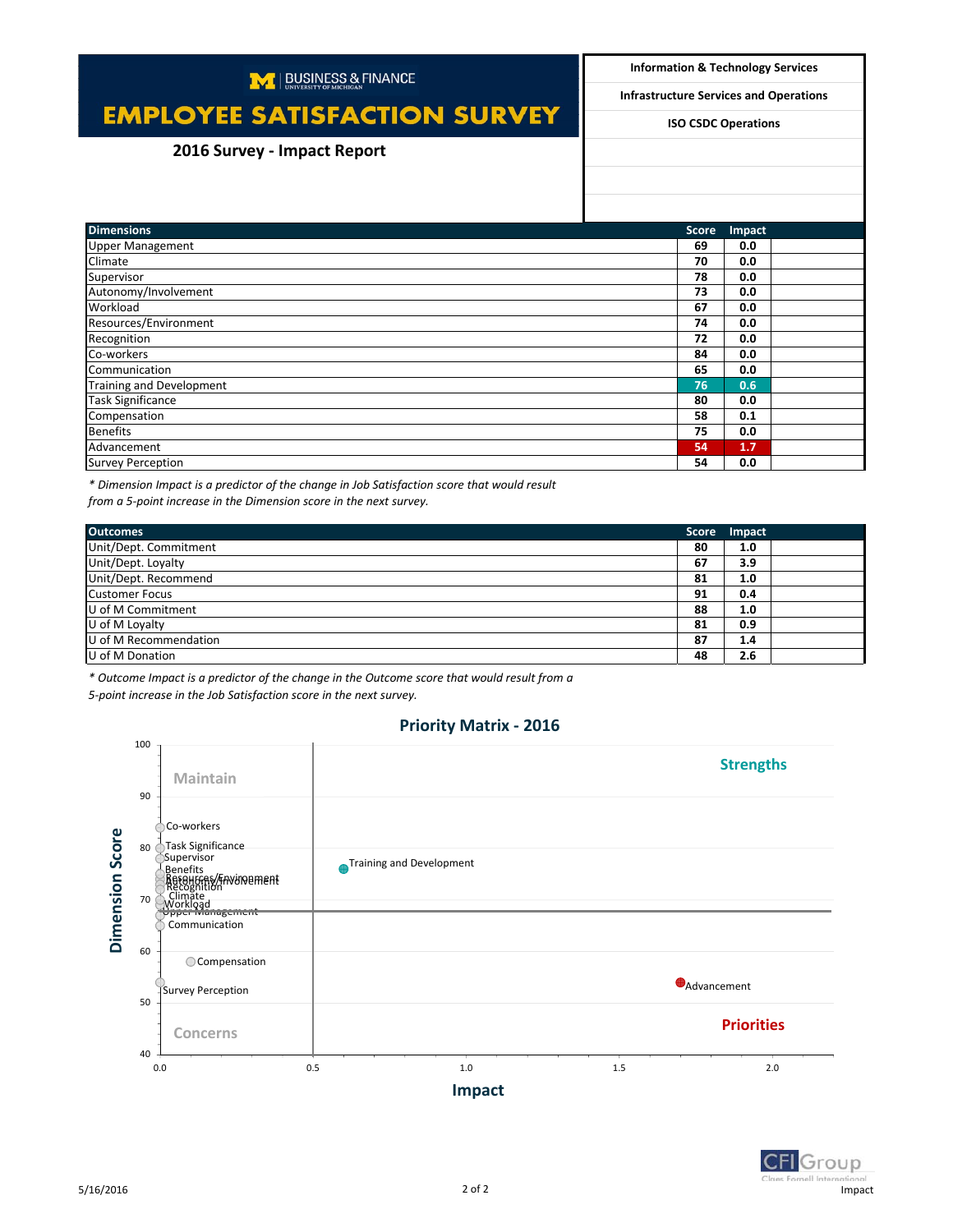BUSINESS & FINANCE
UNIVERSITY OF MICHIGAN

# EMPLOYEE SATISFACTION SURVEY

**2016 Survey - Impact Report**

**Information & Technology Services**

**Infrastructure Services and Operations**

**ISO CSDC Operations**

| Dimensions | Score | Impact |
|---|---|---|
| Upper Management | 69 | 0.0 |
| Climate | 70 | 0.0 |
| Supervisor | 78 | 0.0 |
| Autonomy/Involvement | 73 | 0.0 |
| Workload | 67 | 0.0 |
| Resources/Environment | 74 | 0.0 |
| Recognition | 72 | 0.0 |
| Co-workers | 84 | 0.0 |
| Communication | 65 | 0.0 |
| Training and Development | 76 | 0.6 |
| Task Significance | 80 | 0.0 |
| Compensation | 58 | 0.1 |
| Benefits | 75 | 0.0 |
| Advancement | 54 | 1.7 |
| Survey Perception | 54 | 0.0 |

*\* Dimension Impact is a predictor of the change in Job Satisfaction score that would result from a 5-point increase in the Dimension score in the next survey.*

| Outcomes | Score | Impact |
|---|---|---|
| Unit/Dept. Commitment | 80 | 1.0 |
| Unit/Dept. Loyalty | 67 | 3.9 |
| Unit/Dept. Recommend | 81 | 1.0 |
| Customer Focus | 91 | 0.4 |
| U of M Commitment | 88 | 1.0 |
| U of M Loyalty | 81 | 0.9 |
| U of M Recommendation | 87 | 1.4 |
| U of M Donation | 48 | 2.6 |

*\* Outcome Impact is a predictor of the change in the Outcome score that would result from a 5-point increase in the Job Satisfaction score in the next survey.*

**Priority Matrix - 2016**

Maintain
Strengths
Concerns
Priorities

Co-workers
Task Significance
Supervisor
Benefits
Resources/Environment
Autonomy/Involvement
Recognition
Climate
Workload
Upper Management
Communication
Compensation
Survey Perception
Training and Development
Advancement

Dimension Score: 40, 50, 60, 70, 80, 90, 100

Impact: 0.0, 0.5, 1.0, 1.5, 2.0

5/16/2016

CFI Group
Claes Fornell International
Impact